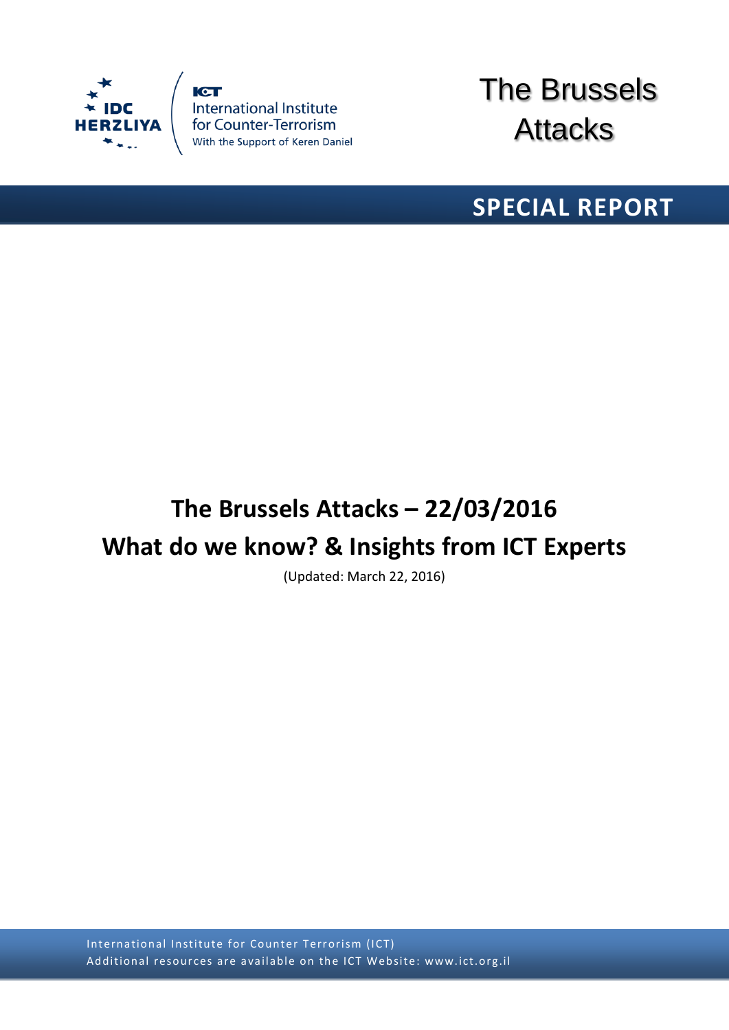IDC HERZLIYA

ICT International Institute for Counter-Terrorism
With the Support of Keren Daniel

# The Brussels Attacks

## SPECIAL REPORT

# The Brussels Attacks – 22/03/2016
# What do we know? & Insights from ICT Experts

(Updated: March 22, 2016)

International Institute for Counter Terrorism (ICT)
Additional resources are available on the ICT Website: www.ict.org.il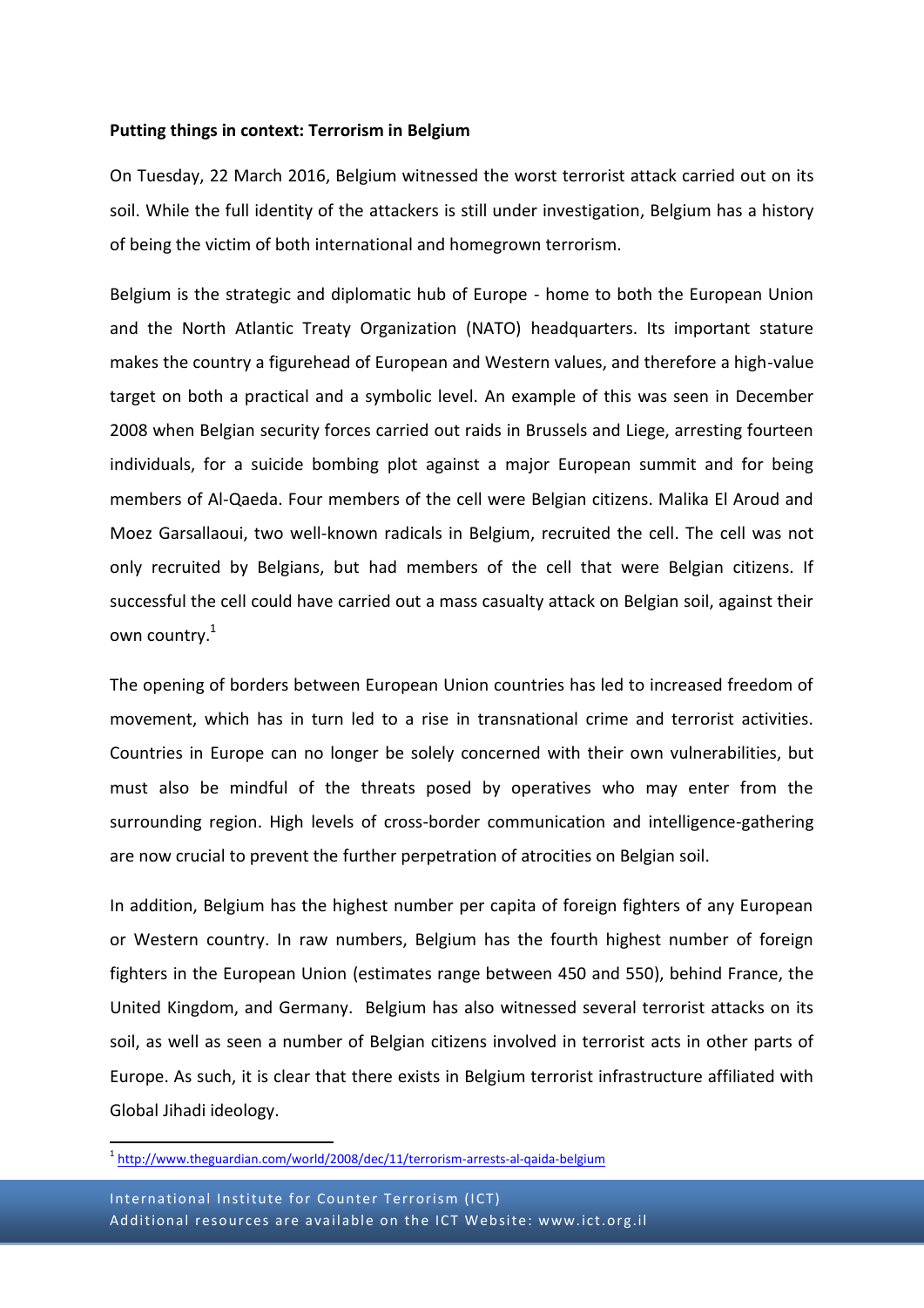**Putting things in context: Terrorism in Belgium**

On Tuesday, 22 March 2016, Belgium witnessed the worst terrorist attack carried out on its soil. While the full identity of the attackers is still under investigation, Belgium has a history of being the victim of both international and homegrown terrorism.

Belgium is the strategic and diplomatic hub of Europe - home to both the European Union and the North Atlantic Treaty Organization (NATO) headquarters. Its important stature makes the country a figurehead of European and Western values, and therefore a high-value target on both a practical and a symbolic level. An example of this was seen in December 2008 when Belgian security forces carried out raids in Brussels and Liege, arresting fourteen individuals, for a suicide bombing plot against a major European summit and for being members of Al-Qaeda. Four members of the cell were Belgian citizens. Malika El Aroud and Moez Garsallaoui, two well-known radicals in Belgium, recruited the cell. The cell was not only recruited by Belgians, but had members of the cell that were Belgian citizens. If successful the cell could have carried out a mass casualty attack on Belgian soil, against their own country.[1]

The opening of borders between European Union countries has led to increased freedom of movement, which has in turn led to a rise in transnational crime and terrorist activities. Countries in Europe can no longer be solely concerned with their own vulnerabilities, but must also be mindful of the threats posed by operatives who may enter from the surrounding region. High levels of cross-border communication and intelligence-gathering are now crucial to prevent the further perpetration of atrocities on Belgian soil.

In addition, Belgium has the highest number per capita of foreign fighters of any European or Western country. In raw numbers, Belgium has the fourth highest number of foreign fighters in the European Union (estimates range between 450 and 550), behind France, the United Kingdom, and Germany. Belgium has also witnessed several terrorist attacks on its soil, as well as seen a number of Belgian citizens involved in terrorist acts in other parts of Europe. As such, it is clear that there exists in Belgium terrorist infrastructure affiliated with Global Jihadi ideology.

[1] http://www.theguardian.com/world/2008/dec/11/terrorism-arrests-al-qaida-belgium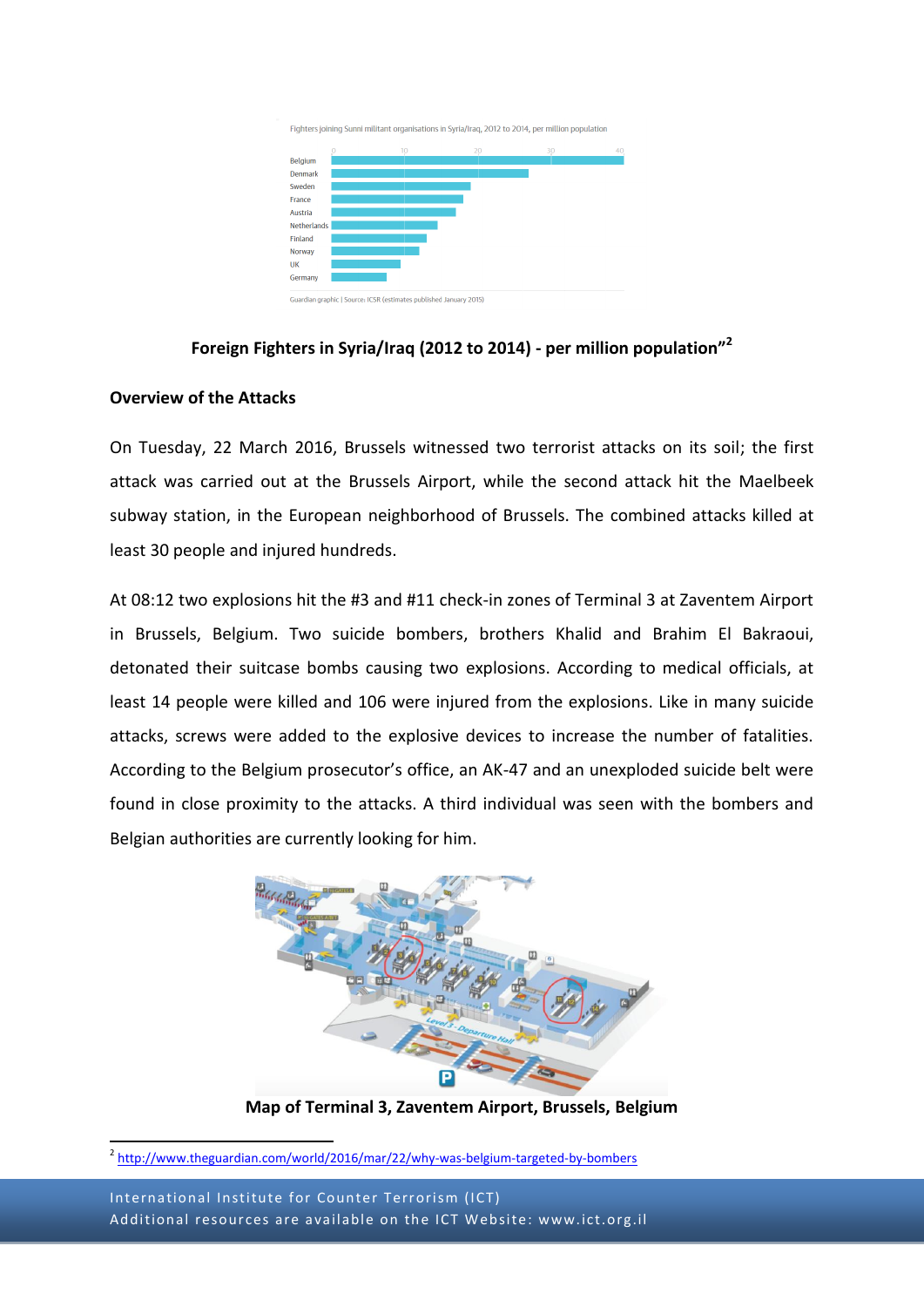**Foreign Fighters in Syria/Iraq (2012 to 2014) - per million population"[2]**

**Overview of the Attacks**

On Tuesday, 22 March 2016, Brussels witnessed two terrorist attacks on its soil; the first attack was carried out at the Brussels Airport, while the second attack hit the Maelbeek subway station, in the European neighborhood of Brussels. The combined attacks killed at least 30 people and injured hundreds.

At 08:12 two explosions hit the #3 and #11 check-in zones of Terminal 3 at Zaventem Airport in Brussels, Belgium. Two suicide bombers, brothers Khalid and Brahim El Bakraoui, detonated their suitcase bombs causing two explosions. According to medical officials, at least 14 people were killed and 106 were injured from the explosions. Like in many suicide attacks, screws were added to the explosive devices to increase the number of fatalities. According to the Belgium prosecutor's office, an AK-47 and an unexploded suicide belt were found in close proximity to the attacks. A third individual was seen with the bombers and Belgian authorities are currently looking for him.

**Map of Terminal 3, Zaventem Airport, Brussels, Belgium**

[2] http://www.theguardian.com/world/2016/mar/22/why-was-belgium-targeted-by-bombers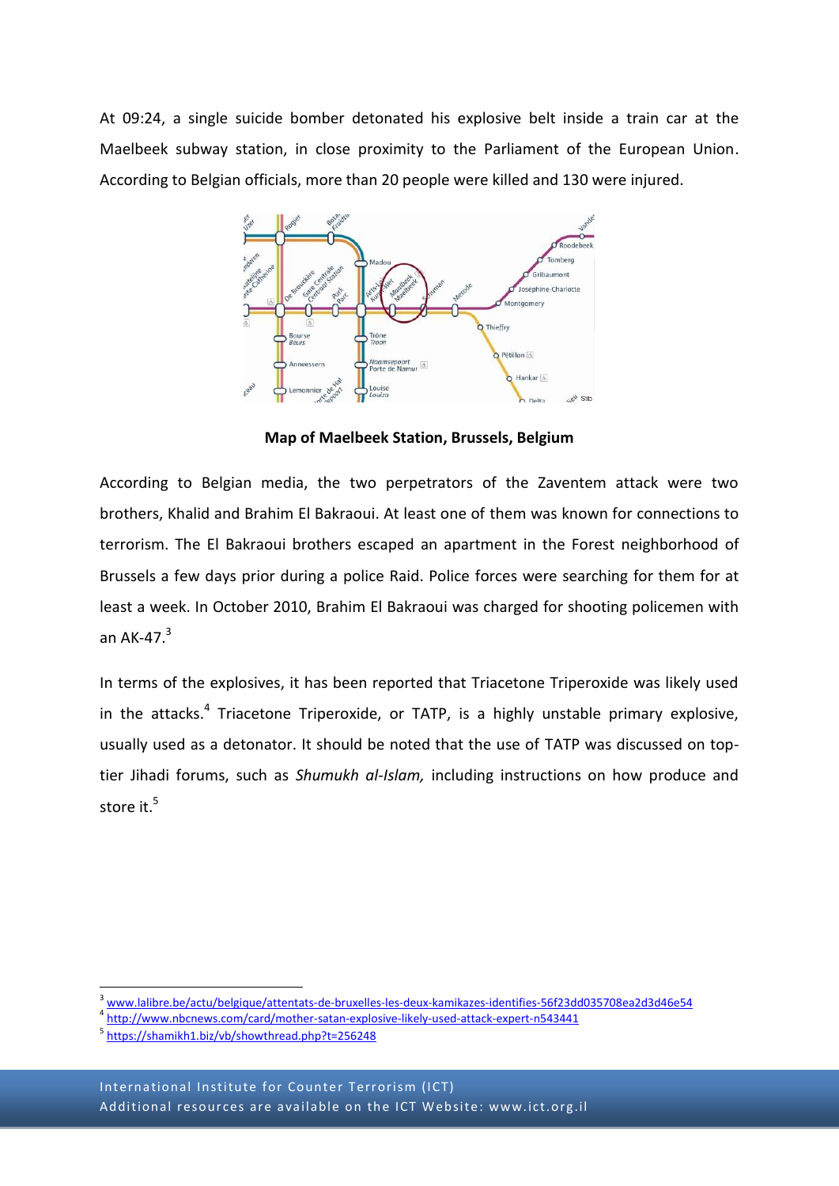At 09:24, a single suicide bomber detonated his explosive belt inside a train car at the Maelbeek subway station, in close proximity to the Parliament of the European Union. According to Belgian officials, more than 20 people were killed and 130 were injured.

**Map of Maelbeek Station, Brussels, Belgium**

According to Belgian media, the two perpetrators of the Zaventem attack were two brothers, Khalid and Brahim El Bakraoui. At least one of them was known for connections to terrorism. The El Bakraoui brothers escaped an apartment in the Forest neighborhood of Brussels a few days prior during a police Raid. Police forces were searching for them for at least a week. In October 2010, Brahim El Bakraoui was charged for shooting policemen with an AK-47.[3]

In terms of the explosives, it has been reported that Triacetone Triperoxide was likely used in the attacks.[4] Triacetone Triperoxide, or TATP, is a highly unstable primary explosive, usually used as a detonator. It should be noted that the use of TATP was discussed on top-tier Jihadi forums, such as *Shumukh al-Islam,* including instructions on how produce and store it.[5]

---

[3] www.lalibre.be/actu/belgique/attentats-de-bruxelles-les-deux-kamikazes-identifies-56f23dd035708ea2d3d46e54

[4] http://www.nbcnews.com/card/mother-satan-explosive-likely-used-attack-expert-n543441

[5] https://shamikh1.biz/vb/showthread.php?t=256248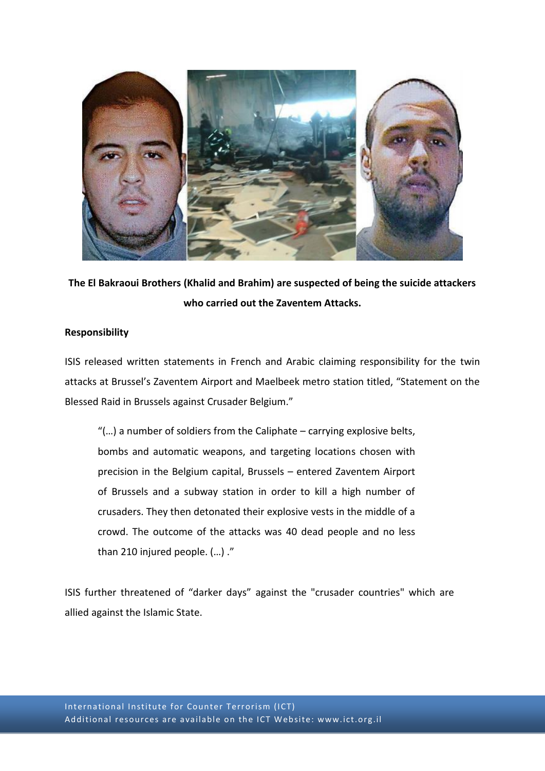**The El Bakraoui Brothers (Khalid and Brahim) are suspected of being the suicide attackers who carried out the Zaventem Attacks.**

**Responsibility**

ISIS released written statements in French and Arabic claiming responsibility for the twin attacks at Brussel's Zaventem Airport and Maelbeek metro station titled, "Statement on the Blessed Raid in Brussels against Crusader Belgium."

> "(…) a number of soldiers from the Caliphate – carrying explosive belts, bombs and automatic weapons, and targeting locations chosen with precision in the Belgium capital, Brussels – entered Zaventem Airport of Brussels and a subway station in order to kill a high number of crusaders. They then detonated their explosive vests in the middle of a crowd. The outcome of the attacks was 40 dead people and no less than 210 injured people. (…) ."

ISIS further threatened of "darker days" against the "crusader countries" which are allied against the Islamic State.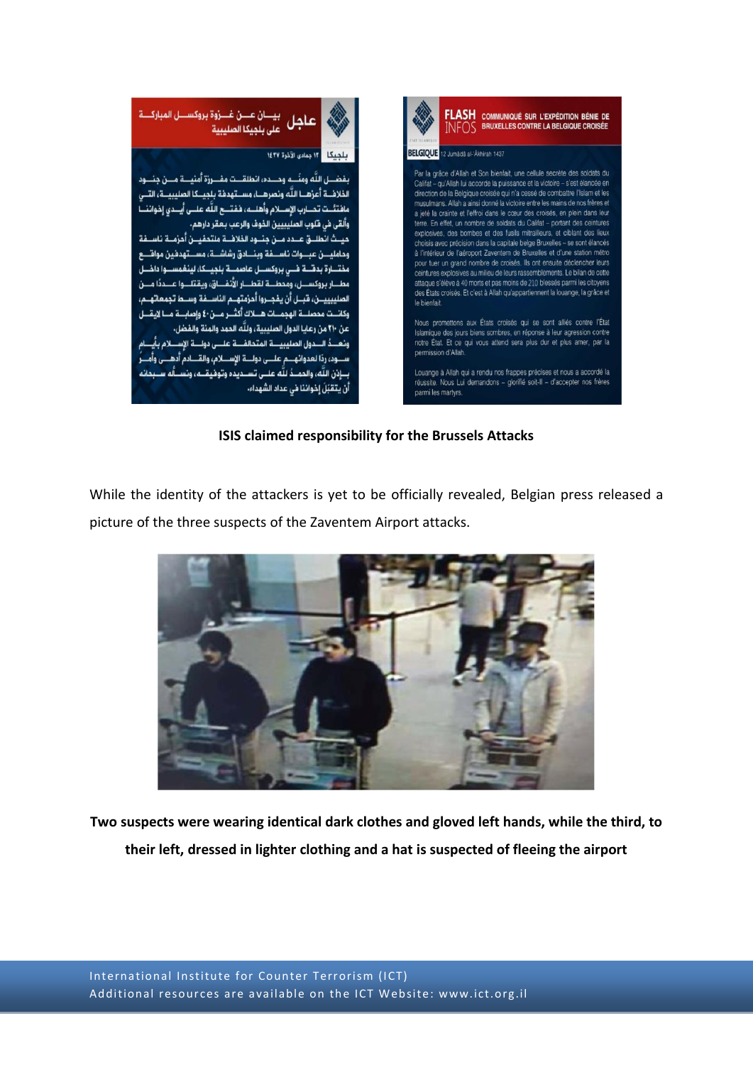بيــان عــن غـــزوة بروكســل المباركــة على بلجيكا الصليبية

عاجل

بلجيكا ١٢ جمادى الآخرة ١٤٣٧

بفضـل اللّه ومنّـه وحـده، انطلقـت مفـرزة أمنيـة مـن جنـود الخلافـة أعزهـا اللّه ونصرهـا، مسـتهدفة بلجيـكا الصليبيـة، التـي مافتئـت تحـارب الإسـلام وأهلـه، ففتـح اللّه علـى أيـدي إخواننـا وألقى في قلوب الصليبيين الخوف والرعب بعقر دارهم.

حيـث انطلـق عـدد مـن جنـود الخلافـة ملتحفيـن أحزمـة ناسـفة وحامليـن عبـوات ناسـفة وبنـادق رشاشـة، مسـتهدفين مواقـع مختـارة بدقـة فـي بروكسـل عاصمـة بلجيـكا، لينغمسـوا داخـل مطـار بروكسـل، ومحطـة لقطـار الأنفـاق، ويقتلـوا عـددا مـن الصليبييـن، قبـل أن يفجـروا أحزمتهـم الناسـفة وسـط تجمعاتهـم، وكانـت محصلـة الهجمـات هـلاك أكثـر مـن ٤٠ وإصابـة مـا يزيـد عن ٢١٠ من رعايا الدول الصليبية، وللّه الحمد والمنة والفضل.

ونعـدُ الـدول الصليبيـة المتحالفـة علـى دولـة الإسـلام بأيـام سـود رداً لعدوانهـم علـى دولـة الإسـلام، والقـادم أدهـى وأمـر بـإذن اللّه، والحمـد للّه علـى تسـديده وتوفيقـه، ونسـأله سـبحانه أن يتقبل إخواننا في عداد الشهداء.

FLASH INFOS COMMUNIQUÉ SUR L'EXPÉDITION BÉNIE DE BRUXELLES CONTRE LA BELGIQUE CROISÉE

BELGIQUE 12 Jumâdâ al-Âkhirah 1437

Par la grâce d'Allah et Son bienfait, une cellule secrète des soldats du Califat – qu'Allah lui accorde la puissance et la victoire – s'est élancée en direction de la Belgique croisée qui n'a cessé de combattre l'Islam et les musulmans. Allah a ainsi donné la victoire entre les mains de nos frères et a jeté la crainte et l'effroi dans le cœur des croisés, en plein dans leur terre. En effet, un nombre de soldats du Califat – portant des ceintures explosives, des bombes et des fusils mitrailleurs, et ciblant des lieux choisis avec précision dans la capitale belge Bruxelles – se sont élancés à l'intérieur de l'aéroport Zaventem de Bruxelles et d'une station métro pour tuer un grand nombre de croisés. Ils ont ensuite déclencher leurs ceintures explosives au milieu de leurs rassemblements. Le bilan de cette attaque s'élève à 40 morts et pas moins de 210 blessés parmi les citoyens des États croisés. Et c'est à Allah qu'appartiennent la louange, la grâce et le bienfait.

Nous promettons aux États croisés qui se sont alliés contre l'État Islamique des jours biens sombres, en réponse à leur agression contre notre État. Et ce qui vous attend sera plus dur et plus amer, par la permission d'Allah.

Louange à Allah qui a rendu nos frappes précises et nous a accordé la réussite. Nous Lui demandons – glorifié soit-Il – d'accepter nos frères parmi les martyrs.

**ISIS claimed responsibility for the Brussels Attacks**

While the identity of the attackers is yet to be officially revealed, Belgian press released a picture of the three suspects of the Zaventem Airport attacks.

**Two suspects were wearing identical dark clothes and gloved left hands, while the third, to their left, dressed in lighter clothing and a hat is suspected of fleeing the airport**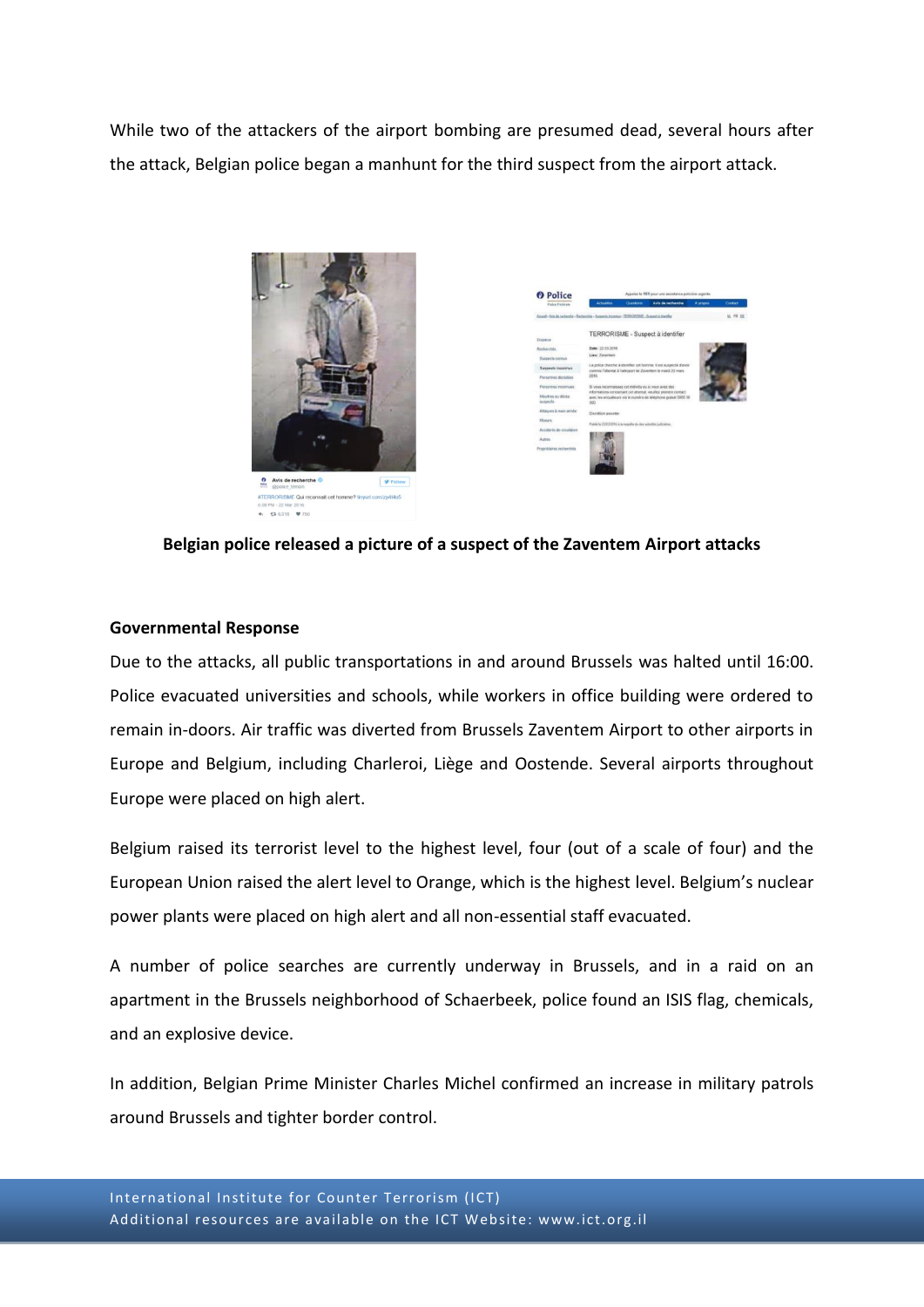While two of the attackers of the airport bombing are presumed dead, several hours after the attack, Belgian police began a manhunt for the third suspect from the airport attack.

**Belgian police released a picture of a suspect of the Zaventem Airport attacks**

**Governmental Response**

Due to the attacks, all public transportations in and around Brussels was halted until 16:00. Police evacuated universities and schools, while workers in office building were ordered to remain in-doors. Air traffic was diverted from Brussels Zaventem Airport to other airports in Europe and Belgium, including Charleroi, Liège and Oostende. Several airports throughout Europe were placed on high alert.

Belgium raised its terrorist level to the highest level, four (out of a scale of four) and the European Union raised the alert level to Orange, which is the highest level. Belgium's nuclear power plants were placed on high alert and all non-essential staff evacuated.

A number of police searches are currently underway in Brussels, and in a raid on an apartment in the Brussels neighborhood of Schaerbeek, police found an ISIS flag, chemicals, and an explosive device.

In addition, Belgian Prime Minister Charles Michel confirmed an increase in military patrols around Brussels and tighter border control.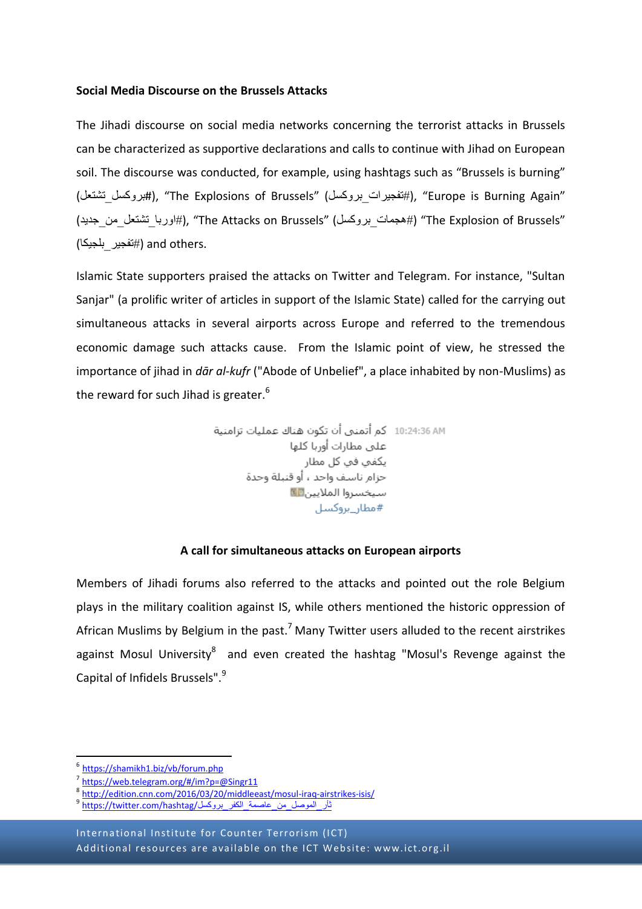**Social Media Discourse on the Brussels Attacks**

The Jihadi discourse on social media networks concerning the terrorist attacks in Brussels can be characterized as supportive declarations and calls to continue with Jihad on European soil. The discourse was conducted, for example, using hashtags such as "Brussels is burning" (#بروكسل_تشتعل), "The Explosions of Brussels" (#تفجيرات_بروكسل), "Europe is Burning Again" (#اوربا_تشتعل_من_جديد), "The Attacks on Brussels" (#هجمات_بروكسل) "The Explosion of Brussels" (#تفجير_بلجيكا) and others.

Islamic State supporters praised the attacks on Twitter and Telegram. For instance, "Sultan Sanjar" (a prolific writer of articles in support of the Islamic State) called for the carrying out simultaneous attacks in several airports across Europe and referred to the tremendous economic damage such attacks cause. From the Islamic point of view, he stressed the importance of jihad in *dār al-kufr* ("Abode of Unbelief", a place inhabited by non-Muslims) as the reward for such Jihad is greater.[6]

10:24:36 AM
كم أتمنى أن تكون هناك عمليات تزامنية
على مطارات أوربا كلها
يكفي في كل مطار
حزام ناسف واحد ، أو قنبلة وحدة
سيخسروا الملايين
#مطار_بروكسل

**A call for simultaneous attacks on European airports**

Members of Jihadi forums also referred to the attacks and pointed out the role Belgium plays in the military coalition against IS, while others mentioned the historic oppression of African Muslims by Belgium in the past.[7] Many Twitter users alluded to the recent airstrikes against Mosul University[8] and even created the hashtag "Mosul's Revenge against the Capital of Infidels Brussels".[9]

---

[6] https://shamikh1.biz/vb/forum.php

[7] https://web.telegram.org/#/im?p=@Singr11

[8] http://edition.cnn.com/2016/03/20/middleeast/mosul-iraq-airstrikes-isis/

[9] https://twitter.com/hashtag/ثأر_الموصل_من_عاصمة_الكفر_بروكسل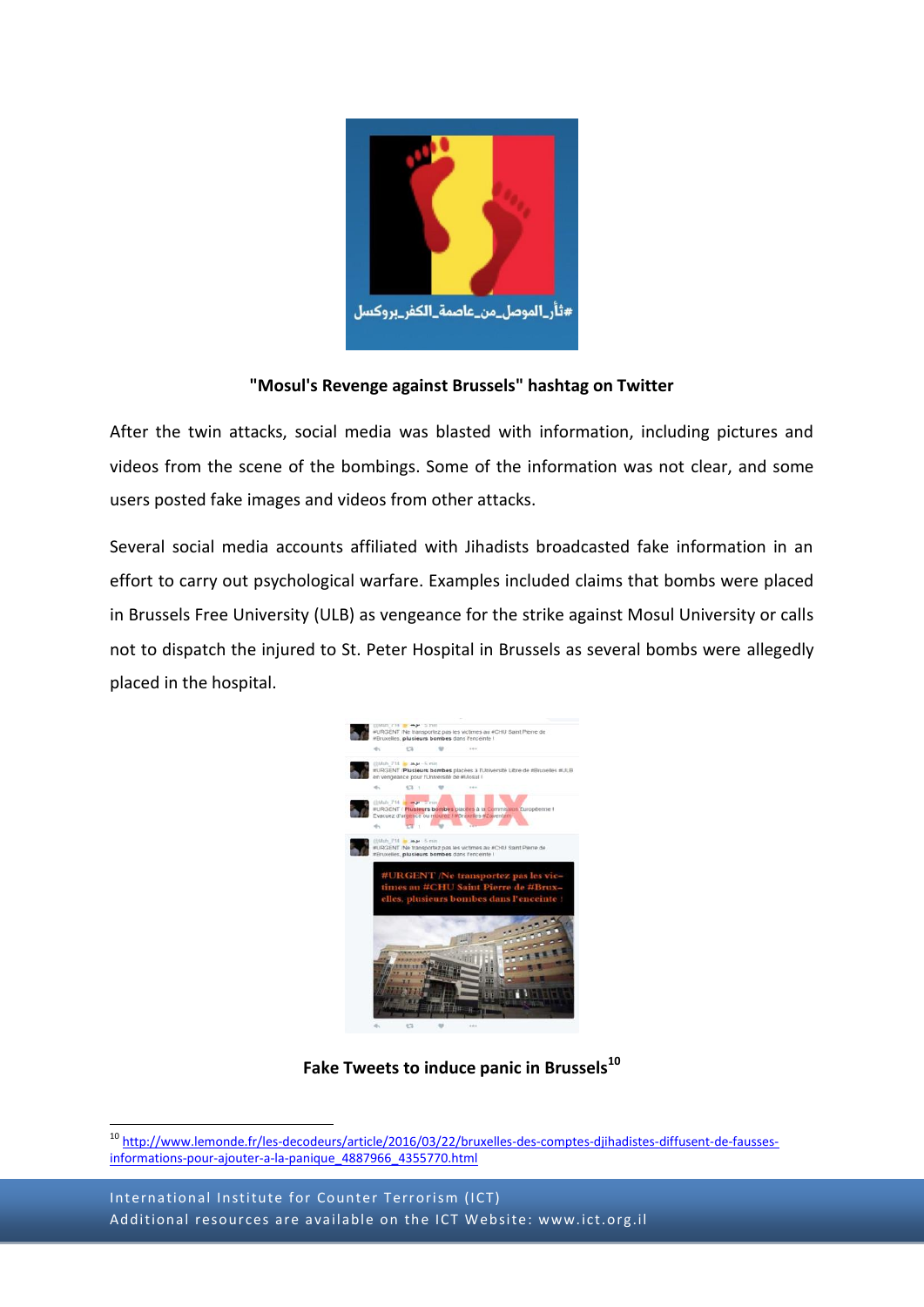"Mosul's Revenge against Brussels" hashtag on Twitter

After the twin attacks, social media was blasted with information, including pictures and videos from the scene of the bombings. Some of the information was not clear, and some users posted fake images and videos from other attacks.

Several social media accounts affiliated with Jihadists broadcasted fake information in an effort to carry out psychological warfare. Examples included claims that bombs were placed in Brussels Free University (ULB) as vengeance for the strike against Mosul University or calls not to dispatch the injured to St. Peter Hospital in Brussels as several bombs were allegedly placed in the hospital.

**Fake Tweets to induce panic in Brussels**[10]

[10] http://www.lemonde.fr/les-decodeurs/article/2016/03/22/bruxelles-des-comptes-djihadistes-diffusent-de-fausses-informations-pour-ajouter-a-la-panique_4887966_4355770.html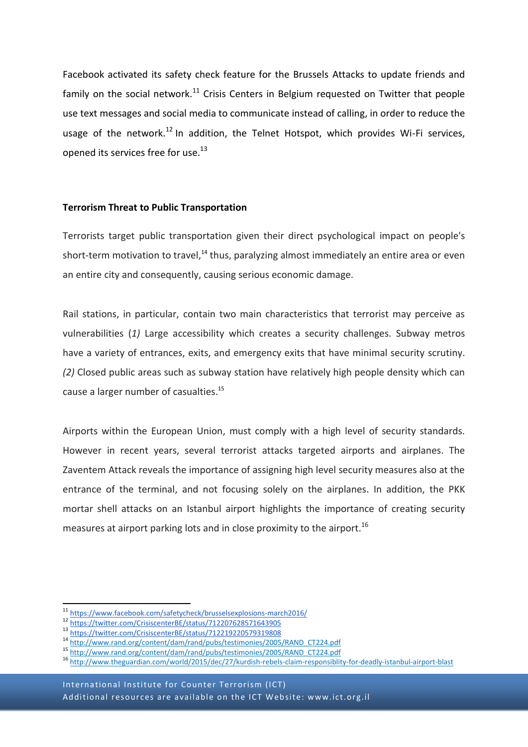Facebook activated its safety check feature for the Brussels Attacks to update friends and family on the social network.[11] Crisis Centers in Belgium requested on Twitter that people use text messages and social media to communicate instead of calling, in order to reduce the usage of the network.[12] In addition, the Telnet Hotspot, which provides Wi-Fi services, opened its services free for use.[13]

**Terrorism Threat to Public Transportation**

Terrorists target public transportation given their direct psychological impact on people's short-term motivation to travel,[14] thus, paralyzing almost immediately an entire area or even an entire city and consequently, causing serious economic damage.

Rail stations, in particular, contain two main characteristics that terrorist may perceive as vulnerabilities (*1)* Large accessibility which creates a security challenges. Subway metros have a variety of entrances, exits, and emergency exits that have minimal security scrutiny. *(2)* Closed public areas such as subway station have relatively high people density which can cause a larger number of casualties.[15]

Airports within the European Union, must comply with a high level of security standards. However in recent years, several terrorist attacks targeted airports and airplanes. The Zaventem Attack reveals the importance of assigning high level security measures also at the entrance of the terminal, and not focusing solely on the airplanes. In addition, the PKK mortar shell attacks on an Istanbul airport highlights the importance of creating security measures at airport parking lots and in close proximity to the airport.[16]

---

[11] https://www.facebook.com/safetycheck/brusselsexplosions-march2016/
[12] https://twitter.com/CrisiscenterBE/status/712207628571643905
[13] https://twitter.com/CrisiscenterBE/status/712219220579319808
[14] http://www.rand.org/content/dam/rand/pubs/testimonies/2005/RAND_CT224.pdf
[15] http://www.rand.org/content/dam/rand/pubs/testimonies/2005/RAND_CT224.pdf
[16] http://www.theguardian.com/world/2015/dec/27/kurdish-rebels-claim-responsiblity-for-deadly-istanbul-airport-blast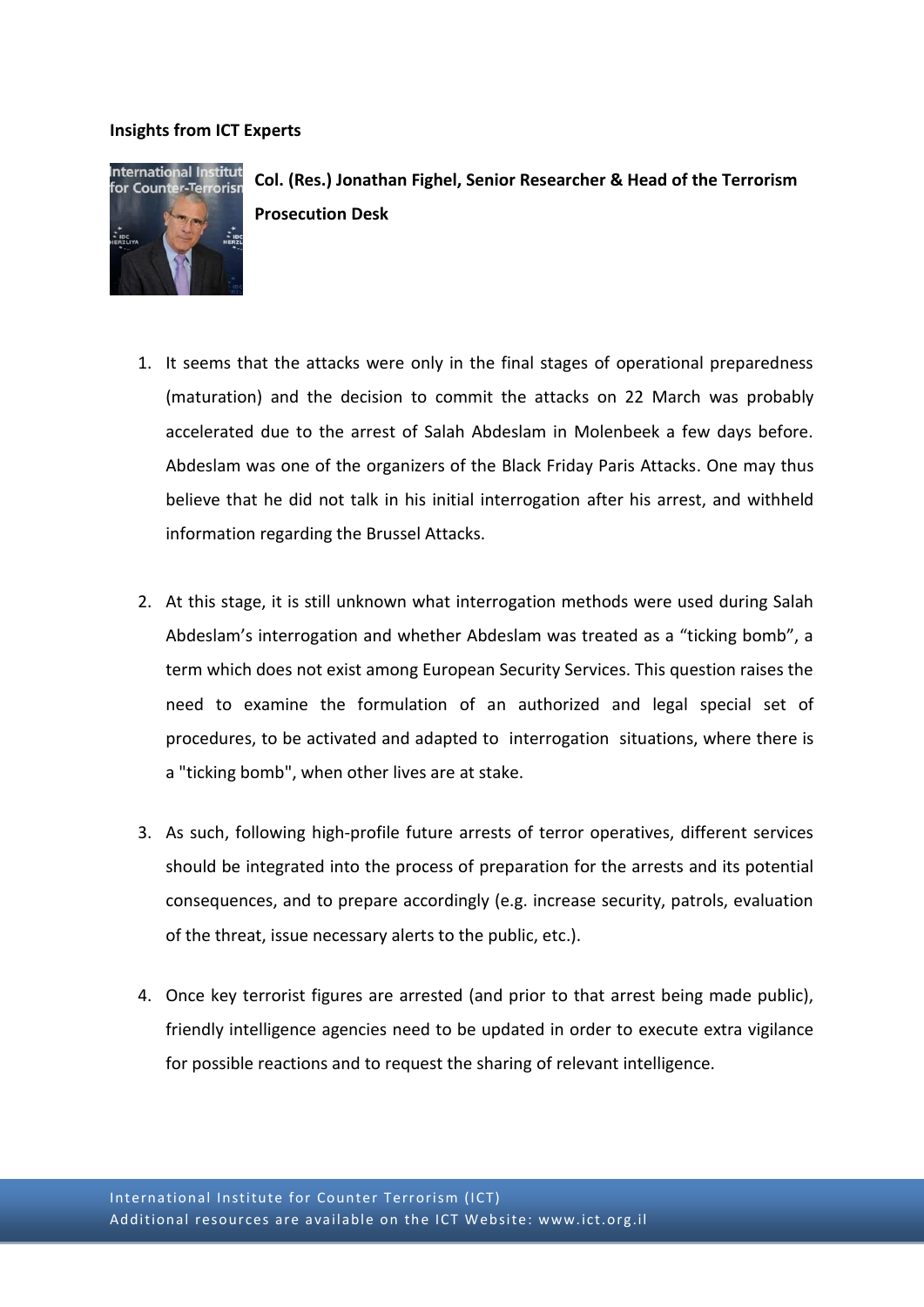**Insights from ICT Experts**

**Col. (Res.) Jonathan Fighel, Senior Researcher & Head of the Terrorism Prosecution Desk**

1. It seems that the attacks were only in the final stages of operational preparedness (maturation) and the decision to commit the attacks on 22 March was probably accelerated due to the arrest of Salah Abdeslam in Molenbeek a few days before. Abdeslam was one of the organizers of the Black Friday Paris Attacks. One may thus believe that he did not talk in his initial interrogation after his arrest, and withheld information regarding the Brussel Attacks.

2. At this stage, it is still unknown what interrogation methods were used during Salah Abdeslam's interrogation and whether Abdeslam was treated as a "ticking bomb", a term which does not exist among European Security Services. This question raises the need to examine the formulation of an authorized and legal special set of procedures, to be activated and adapted to interrogation situations, where there is a "ticking bomb", when other lives are at stake.

3. As such, following high-profile future arrests of terror operatives, different services should be integrated into the process of preparation for the arrests and its potential consequences, and to prepare accordingly (e.g. increase security, patrols, evaluation of the threat, issue necessary alerts to the public, etc.).

4. Once key terrorist figures are arrested (and prior to that arrest being made public), friendly intelligence agencies need to be updated in order to execute extra vigilance for possible reactions and to request the sharing of relevant intelligence.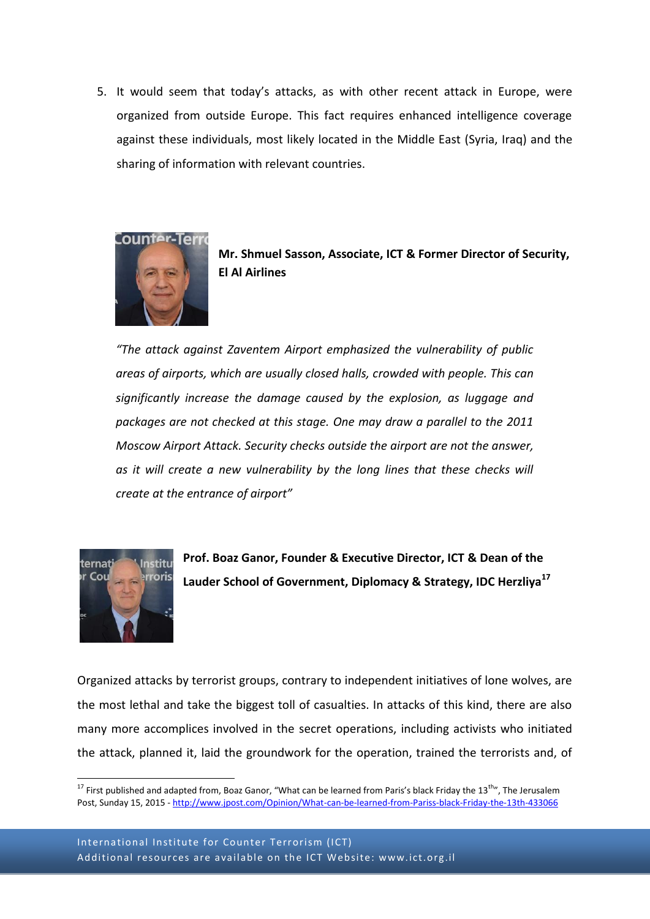5. It would seem that today's attacks, as with other recent attack in Europe, were organized from outside Europe. This fact requires enhanced intelligence coverage against these individuals, most likely located in the Middle East (Syria, Iraq) and the sharing of information with relevant countries.

**Mr. Shmuel Sasson, Associate, ICT & Former Director of Security, El Al Airlines**

*"The attack against Zaventem Airport emphasized the vulnerability of public areas of airports, which are usually closed halls, crowded with people. This can significantly increase the damage caused by the explosion, as luggage and packages are not checked at this stage. One may draw a parallel to the 2011 Moscow Airport Attack. Security checks outside the airport are not the answer, as it will create a new vulnerability by the long lines that these checks will create at the entrance of airport"*

**Prof. Boaz Ganor, Founder & Executive Director, ICT & Dean of the Lauder School of Government, Diplomacy & Strategy, IDC Herzliya**[17]

Organized attacks by terrorist groups, contrary to independent initiatives of lone wolves, are the most lethal and take the biggest toll of casualties. In attacks of this kind, there are also many more accomplices involved in the secret operations, including activists who initiated the attack, planned it, laid the groundwork for the operation, trained the terrorists and, of

---

[17] First published and adapted from, Boaz Ganor, "What can be learned from Paris's black Friday the 13th", The Jerusalem Post, Sunday 15, 2015 - http://www.jpost.com/Opinion/What-can-be-learned-from-Pariss-black-Friday-the-13th-433066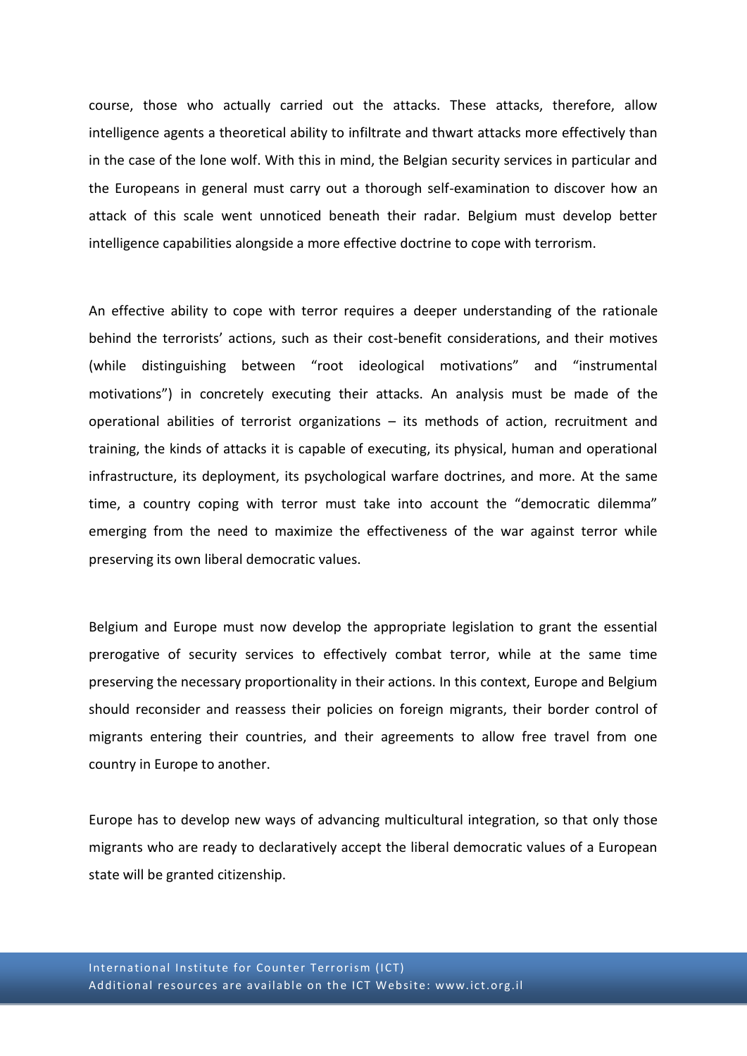course, those who actually carried out the attacks. These attacks, therefore, allow intelligence agents a theoretical ability to infiltrate and thwart attacks more effectively than in the case of the lone wolf. With this in mind, the Belgian security services in particular and the Europeans in general must carry out a thorough self-examination to discover how an attack of this scale went unnoticed beneath their radar. Belgium must develop better intelligence capabilities alongside a more effective doctrine to cope with terrorism.

An effective ability to cope with terror requires a deeper understanding of the rationale behind the terrorists' actions, such as their cost-benefit considerations, and their motives (while distinguishing between "root ideological motivations" and "instrumental motivations") in concretely executing their attacks. An analysis must be made of the operational abilities of terrorist organizations – its methods of action, recruitment and training, the kinds of attacks it is capable of executing, its physical, human and operational infrastructure, its deployment, its psychological warfare doctrines, and more. At the same time, a country coping with terror must take into account the "democratic dilemma" emerging from the need to maximize the effectiveness of the war against terror while preserving its own liberal democratic values.

Belgium and Europe must now develop the appropriate legislation to grant the essential prerogative of security services to effectively combat terror, while at the same time preserving the necessary proportionality in their actions. In this context, Europe and Belgium should reconsider and reassess their policies on foreign migrants, their border control of migrants entering their countries, and their agreements to allow free travel from one country in Europe to another.

Europe has to develop new ways of advancing multicultural integration, so that only those migrants who are ready to declaratively accept the liberal democratic values of a European state will be granted citizenship.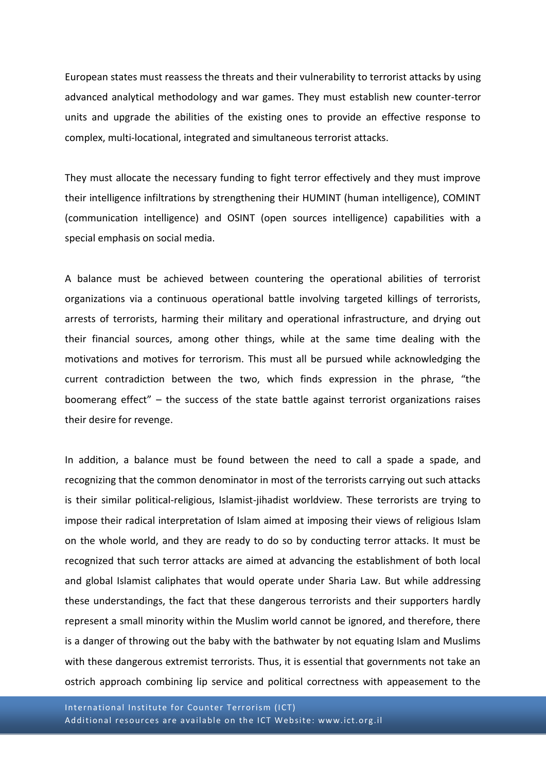European states must reassess the threats and their vulnerability to terrorist attacks by using advanced analytical methodology and war games. They must establish new counter-terror units and upgrade the abilities of the existing ones to provide an effective response to complex, multi-locational, integrated and simultaneous terrorist attacks.

They must allocate the necessary funding to fight terror effectively and they must improve their intelligence infiltrations by strengthening their HUMINT (human intelligence), COMINT (communication intelligence) and OSINT (open sources intelligence) capabilities with a special emphasis on social media.

A balance must be achieved between countering the operational abilities of terrorist organizations via a continuous operational battle involving targeted killings of terrorists, arrests of terrorists, harming their military and operational infrastructure, and drying out their financial sources, among other things, while at the same time dealing with the motivations and motives for terrorism. This must all be pursued while acknowledging the current contradiction between the two, which finds expression in the phrase, "the boomerang effect" – the success of the state battle against terrorist organizations raises their desire for revenge.

In addition, a balance must be found between the need to call a spade a spade, and recognizing that the common denominator in most of the terrorists carrying out such attacks is their similar political-religious, Islamist-jihadist worldview. These terrorists are trying to impose their radical interpretation of Islam aimed at imposing their views of religious Islam on the whole world, and they are ready to do so by conducting terror attacks. It must be recognized that such terror attacks are aimed at advancing the establishment of both local and global Islamist caliphates that would operate under Sharia Law. But while addressing these understandings, the fact that these dangerous terrorists and their supporters hardly represent a small minority within the Muslim world cannot be ignored, and therefore, there is a danger of throwing out the baby with the bathwater by not equating Islam and Muslims with these dangerous extremist terrorists. Thus, it is essential that governments not take an ostrich approach combining lip service and political correctness with appeasement to the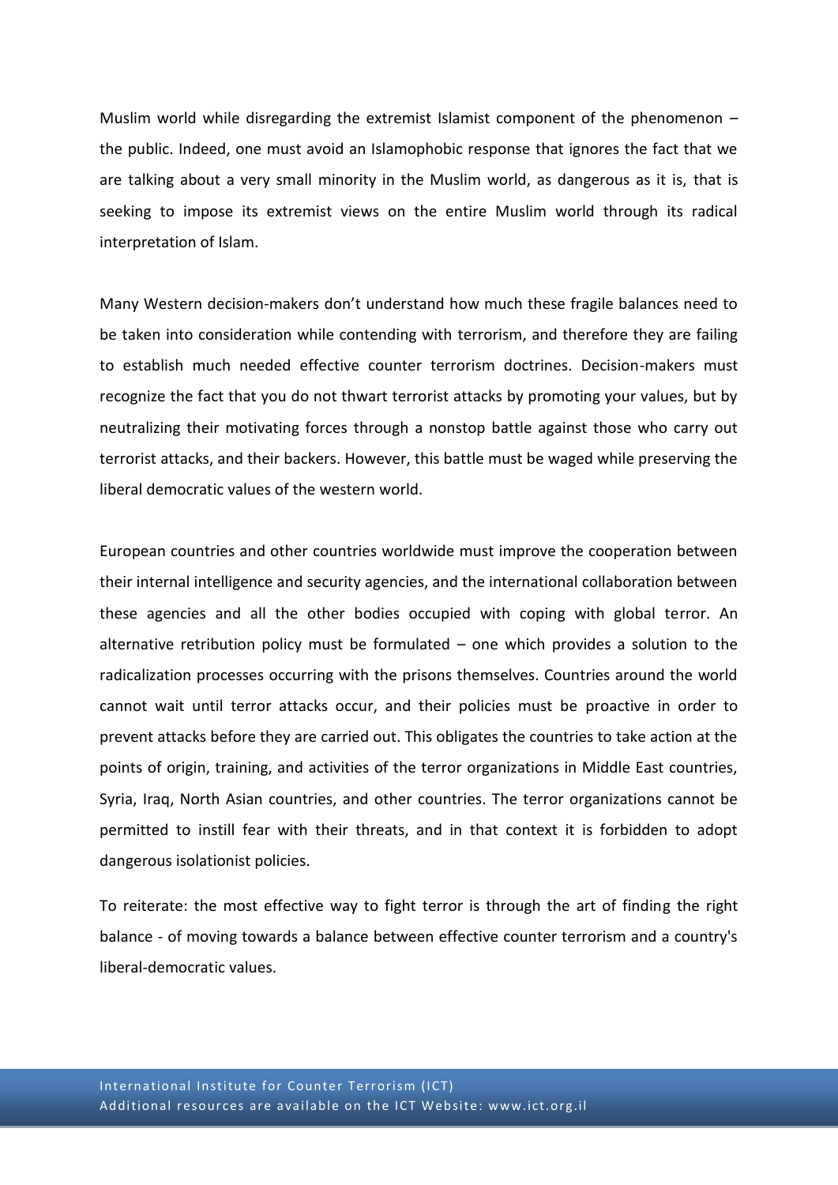Muslim world while disregarding the extremist Islamist component of the phenomenon – the public. Indeed, one must avoid an Islamophobic response that ignores the fact that we are talking about a very small minority in the Muslim world, as dangerous as it is, that is seeking to impose its extremist views on the entire Muslim world through its radical interpretation of Islam.

Many Western decision-makers don't understand how much these fragile balances need to be taken into consideration while contending with terrorism, and therefore they are failing to establish much needed effective counter terrorism doctrines. Decision-makers must recognize the fact that you do not thwart terrorist attacks by promoting your values, but by neutralizing their motivating forces through a nonstop battle against those who carry out terrorist attacks, and their backers. However, this battle must be waged while preserving the liberal democratic values of the western world.

European countries and other countries worldwide must improve the cooperation between their internal intelligence and security agencies, and the international collaboration between these agencies and all the other bodies occupied with coping with global terror. An alternative retribution policy must be formulated – one which provides a solution to the radicalization processes occurring with the prisons themselves. Countries around the world cannot wait until terror attacks occur, and their policies must be proactive in order to prevent attacks before they are carried out. This obligates the countries to take action at the points of origin, training, and activities of the terror organizations in Middle East countries, Syria, Iraq, North Asian countries, and other countries. The terror organizations cannot be permitted to instill fear with their threats, and in that context it is forbidden to adopt dangerous isolationist policies.

To reiterate: the most effective way to fight terror is through the art of finding the right balance - of moving towards a balance between effective counter terrorism and a country's liberal-democratic values.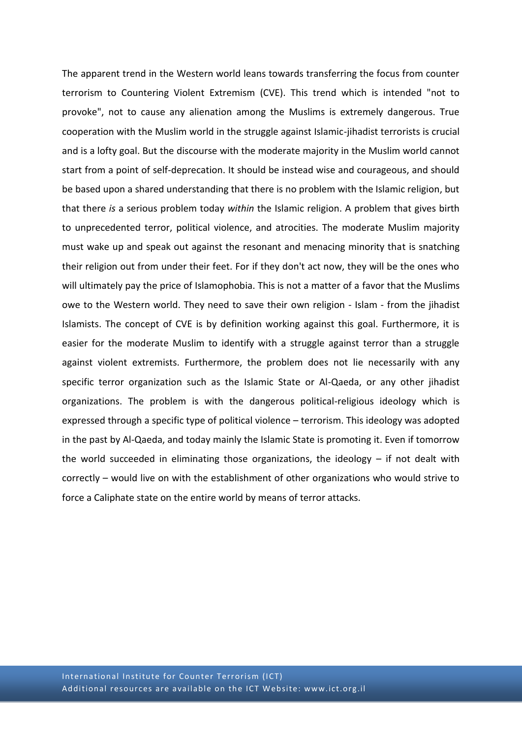The apparent trend in the Western world leans towards transferring the focus from counter terrorism to Countering Violent Extremism (CVE). This trend which is intended "not to provoke", not to cause any alienation among the Muslims is extremely dangerous. True cooperation with the Muslim world in the struggle against Islamic-jihadist terrorists is crucial and is a lofty goal. But the discourse with the moderate majority in the Muslim world cannot start from a point of self-deprecation. It should be instead wise and courageous, and should be based upon a shared understanding that there is no problem with the Islamic religion, but that there *is* a serious problem today *within* the Islamic religion. A problem that gives birth to unprecedented terror, political violence, and atrocities. The moderate Muslim majority must wake up and speak out against the resonant and menacing minority that is snatching their religion out from under their feet. For if they don't act now, they will be the ones who will ultimately pay the price of Islamophobia. This is not a matter of a favor that the Muslims owe to the Western world. They need to save their own religion - Islam - from the jihadist Islamists. The concept of CVE is by definition working against this goal. Furthermore, it is easier for the moderate Muslim to identify with a struggle against terror than a struggle against violent extremists. Furthermore, the problem does not lie necessarily with any specific terror organization such as the Islamic State or Al-Qaeda, or any other jihadist organizations. The problem is with the dangerous political-religious ideology which is expressed through a specific type of political violence – terrorism. This ideology was adopted in the past by Al-Qaeda, and today mainly the Islamic State is promoting it. Even if tomorrow the world succeeded in eliminating those organizations, the ideology – if not dealt with correctly – would live on with the establishment of other organizations who would strive to force a Caliphate state on the entire world by means of terror attacks.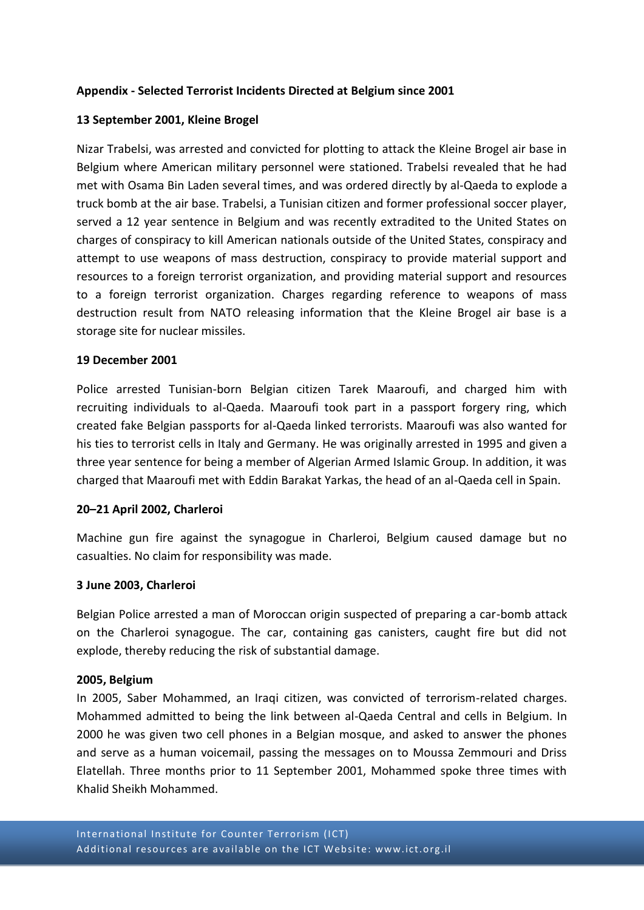## Appendix - Selected Terrorist Incidents Directed at Belgium since 2001

### 13 September 2001, Kleine Brogel

Nizar Trabelsi, was arrested and convicted for plotting to attack the Kleine Brogel air base in Belgium where American military personnel were stationed. Trabelsi revealed that he had met with Osama Bin Laden several times, and was ordered directly by al-Qaeda to explode a truck bomb at the air base. Trabelsi, a Tunisian citizen and former professional soccer player, served a 12 year sentence in Belgium and was recently extradited to the United States on charges of conspiracy to kill American nationals outside of the United States, conspiracy and attempt to use weapons of mass destruction, conspiracy to provide material support and resources to a foreign terrorist organization, and providing material support and resources to a foreign terrorist organization. Charges regarding reference to weapons of mass destruction result from NATO releasing information that the Kleine Brogel air base is a storage site for nuclear missiles.

### 19 December 2001

Police arrested Tunisian-born Belgian citizen Tarek Maaroufi, and charged him with recruiting individuals to al-Qaeda. Maaroufi took part in a passport forgery ring, which created fake Belgian passports for al-Qaeda linked terrorists. Maaroufi was also wanted for his ties to terrorist cells in Italy and Germany. He was originally arrested in 1995 and given a three year sentence for being a member of Algerian Armed Islamic Group. In addition, it was charged that Maaroufi met with Eddin Barakat Yarkas, the head of an al-Qaeda cell in Spain.

### 20–21 April 2002, Charleroi

Machine gun fire against the synagogue in Charleroi, Belgium caused damage but no casualties. No claim for responsibility was made.

### 3 June 2003, Charleroi

Belgian Police arrested a man of Moroccan origin suspected of preparing a car-bomb attack on the Charleroi synagogue. The car, containing gas canisters, caught fire but did not explode, thereby reducing the risk of substantial damage.

### 2005, Belgium

In 2005, Saber Mohammed, an Iraqi citizen, was convicted of terrorism-related charges. Mohammed admitted to being the link between al-Qaeda Central and cells in Belgium. In 2000 he was given two cell phones in a Belgian mosque, and asked to answer the phones and serve as a human voicemail, passing the messages on to Moussa Zemmouri and Driss Elatellah. Three months prior to 11 September 2001, Mohammed spoke three times with Khalid Sheikh Mohammed.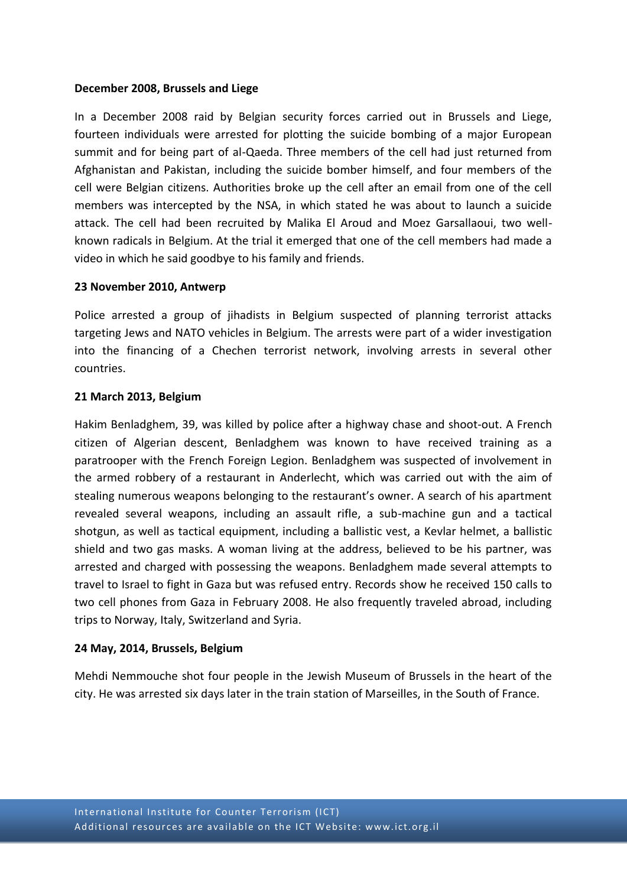**December 2008, Brussels and Liege**

In a December 2008 raid by Belgian security forces carried out in Brussels and Liege, fourteen individuals were arrested for plotting the suicide bombing of a major European summit and for being part of al-Qaeda. Three members of the cell had just returned from Afghanistan and Pakistan, including the suicide bomber himself, and four members of the cell were Belgian citizens. Authorities broke up the cell after an email from one of the cell members was intercepted by the NSA, in which stated he was about to launch a suicide attack. The cell had been recruited by Malika El Aroud and Moez Garsallaoui, two well-known radicals in Belgium. At the trial it emerged that one of the cell members had made a video in which he said goodbye to his family and friends.

**23 November 2010, Antwerp**

Police arrested a group of jihadists in Belgium suspected of planning terrorist attacks targeting Jews and NATO vehicles in Belgium. The arrests were part of a wider investigation into the financing of a Chechen terrorist network, involving arrests in several other countries.

**21 March 2013, Belgium**

Hakim Benladghem, 39, was killed by police after a highway chase and shoot-out. A French citizen of Algerian descent, Benladghem was known to have received training as a paratrooper with the French Foreign Legion. Benladghem was suspected of involvement in the armed robbery of a restaurant in Anderlecht, which was carried out with the aim of stealing numerous weapons belonging to the restaurant's owner. A search of his apartment revealed several weapons, including an assault rifle, a sub-machine gun and a tactical shotgun, as well as tactical equipment, including a ballistic vest, a Kevlar helmet, a ballistic shield and two gas masks. A woman living at the address, believed to be his partner, was arrested and charged with possessing the weapons. Benladghem made several attempts to travel to Israel to fight in Gaza but was refused entry. Records show he received 150 calls to two cell phones from Gaza in February 2008. He also frequently traveled abroad, including trips to Norway, Italy, Switzerland and Syria.

**24 May, 2014, Brussels, Belgium**

Mehdi Nemmouche shot four people in the Jewish Museum of Brussels in the heart of the city. He was arrested six days later in the train station of Marseilles, in the South of France.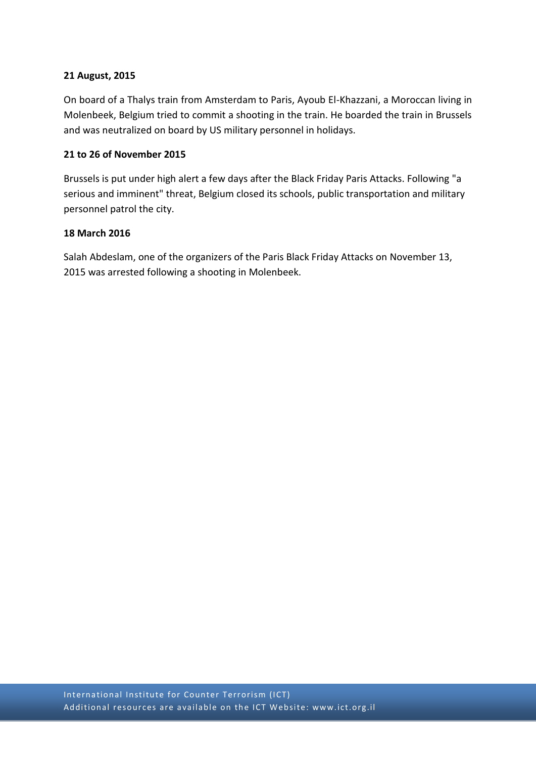**21 August, 2015**

On board of a Thalys train from Amsterdam to Paris, Ayoub El-Khazzani, a Moroccan living in Molenbeek, Belgium tried to commit a shooting in the train. He boarded the train in Brussels and was neutralized on board by US military personnel in holidays.

**21 to 26 of November 2015**

Brussels is put under high alert a few days after the Black Friday Paris Attacks. Following "a serious and imminent" threat, Belgium closed its schools, public transportation and military personnel patrol the city.

**18 March 2016**

Salah Abdeslam, one of the organizers of the Paris Black Friday Attacks on November 13, 2015 was arrested following a shooting in Molenbeek.